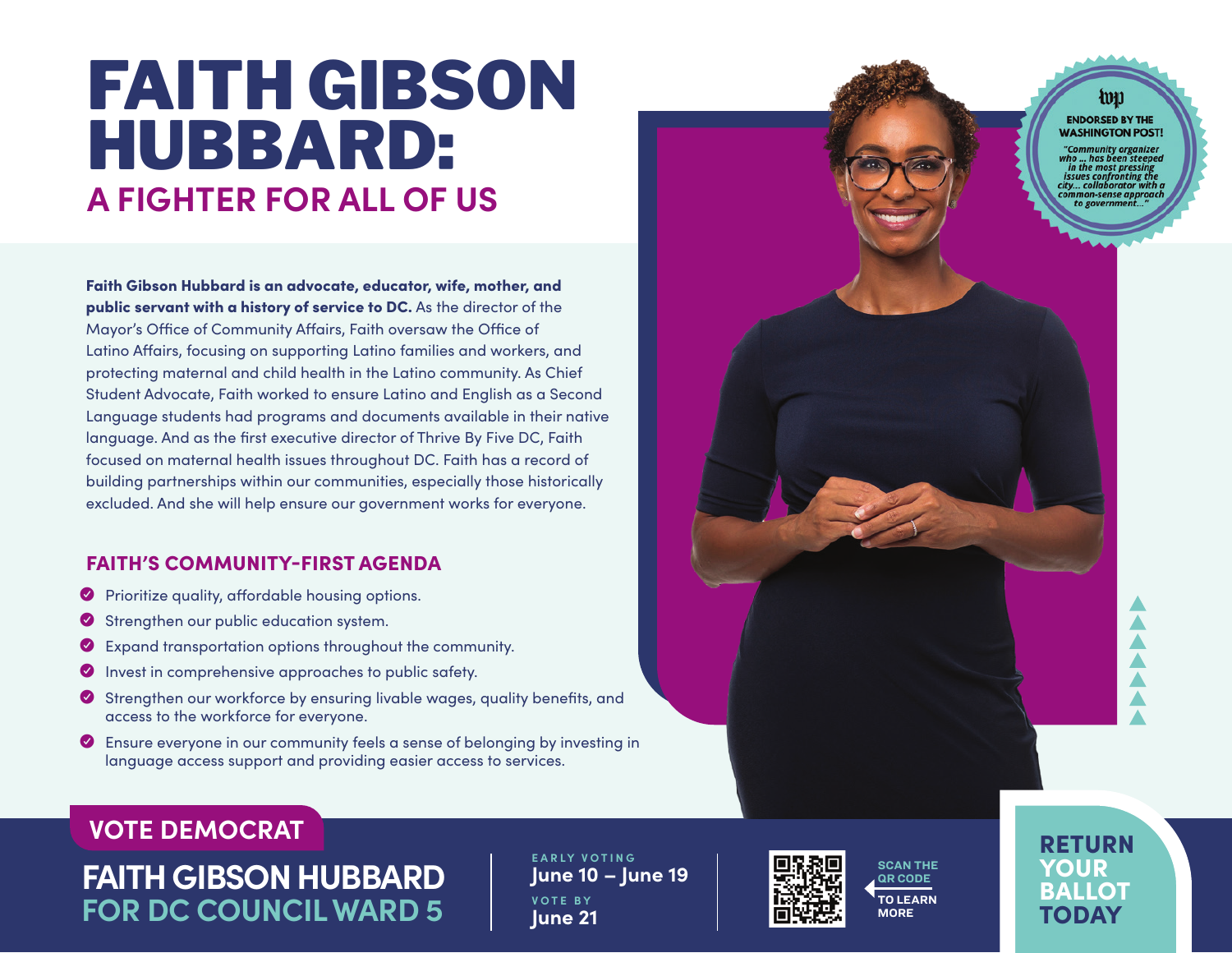# FAITH GIBSON HUBBARD:

## A FIGHTER FOR ALL OF US

**Faith Gibson Hubbard is an advocate, educator, wife, mother, and public servant with a history of service to DC.** As the director of the Mayor's Office of Community Affairs, Faith oversaw the Office of Latino Affairs, focusing on supporting Latino families and workers, and protecting maternal and child health in the Latino community. As Chief Student Advocate, Faith worked to ensure Latino and English as a Second Language students had programs and documents available in their native language. And as the first executive director of Thrive By Five DC, Faith focused on maternal health issues throughout DC. Faith has a record of building partnerships within our communities, especially those historically excluded. And she will help ensure our government works for everyone.

**ENDORSED BY THE WASHINGTON POST!**

*"Community organizer who … has been steeped in the most pressing issues confronting the city… collaborator with a common-sense approach to government…"*

### FAITH'S COMMUNITY-FIRST AGENDA

- Prioritize quality, affordable housing options.
- Strengthen our public education system.
- Expand transportation options throughout the community.
- Invest in comprehensive approaches to public safety.
- Strengthen our workforce by ensuring livable wages, quality benefits, and access to the workforce for everyone.
- Ensure everyone in our community feels a sense of belonging by investing in language access support and providing easier access to services.

**VOTE DEMOCRAT**

**FAITH GIBSON HUBBARD**
**FOR DC COUNCIL WARD 5**

EARLY VOTING
**June 10 – June 19**

VOTE BY
**June 21**

SCAN THE QR CODE TO LEARN MORE

**RETURN YOUR BALLOT TODAY**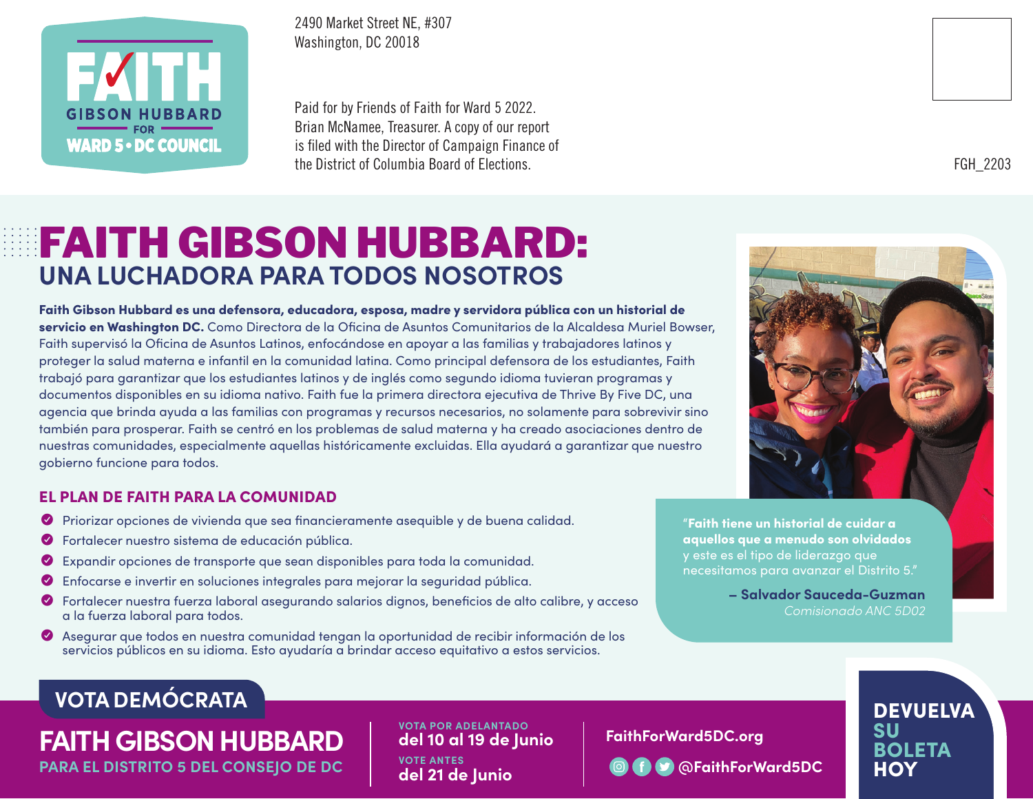FAITH GIBSON HUBBARD FOR WARD 5 • DC COUNCIL

2490 Market Street NE, #307
Washington, DC 20018

Paid for by Friends of Faith for Ward 5 2022.
Brian McNamee, Treasurer. A copy of our report is filed with the Director of Campaign Finance of the District of Columbia Board of Elections.

FGH_2203

# FAITH GIBSON HUBBARD:
## UNA LUCHADORA PARA TODOS NOSOTROS

**Faith Gibson Hubbard es una defensora, educadora, esposa, madre y servidora pública con un historial de servicio en Washington DC.** Como Directora de la Oficina de Asuntos Comunitarios de la Alcaldesa Muriel Bowser, Faith supervisó la Oficina de Asuntos Latinos, enfocándose en apoyar a las familias y trabajadores latinos y proteger la salud materna e infantil en la comunidad latina. Como principal defensora de los estudiantes, Faith trabajó para garantizar que los estudiantes latinos y de inglés como segundo idioma tuvieran programas y documentos disponibles en su idioma nativo. Faith fue la primera directora ejecutiva de Thrive By Five DC, una agencia que brinda ayuda a las familias con programas y recursos necesarios, no solamente para sobrevivir sino también para prosperar. Faith se centró en los problemas de salud materna y ha creado asociaciones dentro de nuestras comunidades, especialmente aquellas históricamente excluidas. Ella ayudará a garantizar que nuestro gobierno funcione para todos.

### EL PLAN DE FAITH PARA LA COMUNIDAD

- Priorizar opciones de vivienda que sea financieramente asequible y de buena calidad.
- Fortalecer nuestro sistema de educación pública.
- Expandir opciones de transporte que sean disponibles para toda la comunidad.
- Enfocarse e invertir en soluciones integrales para mejorar la seguridad pública.
- Fortalecer nuestra fuerza laboral asegurando salarios dignos, beneficios de alto calibre, y acceso a la fuerza laboral para todos.
- Asegurar que todos en nuestra comunidad tengan la oportunidad de recibir información de los servicios públicos en su idioma. Esto ayudaría a brindar acceso equitativo a estos servicios.

"**Faith tiene un historial de cuidar a aquellos que a menudo son olvidados** y este es el tipo de liderazgo que necesitamos para avanzar el Distrito 5."

**– Salvador Sauceda-Guzman**
*Comisionado ANC 5D02*

**VOTA DEMÓCRATA**

**FAITH GIBSON HUBBARD**
PARA EL DISTRITO 5 DEL CONSEJO DE DC

VOTA POR ADELANTADO
**del 10 al 19 de Junio**

VOTE ANTES
**del 21 de Junio**

**FaithForWard5DC.org**

**@FaithForWard5DC**

**DEVUELVA SU BOLETA HOY**